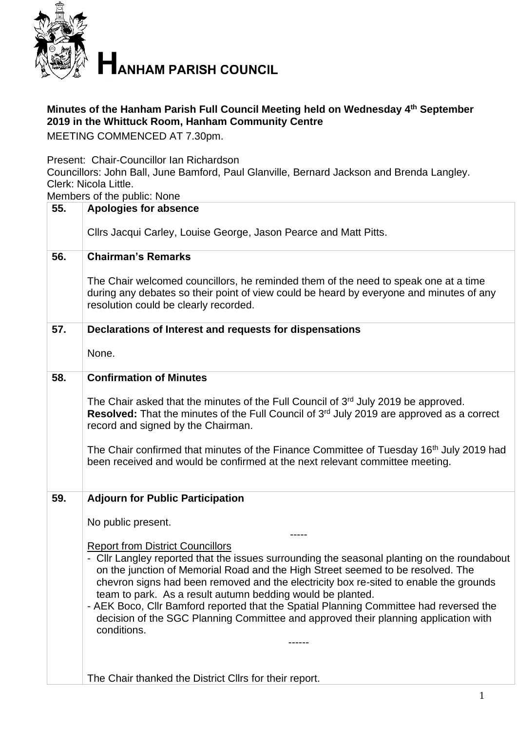# HANHAM PARISH COUNCIL

**Minutes of the Hanham Parish Full Council Meeting held on Wednesday 4th September 2019 in the Whittuck Room, Hanham Community Centre**

MEETING COMMENCED AT 7.30pm.

Present: Chair-Councillor Ian Richardson
Councillors: John Ball, June Bamford, Paul Glanville, Bernard Jackson and Brenda Langley.
Clerk: Nicola Little.
Members of the public: None

| | |
|---|---|
| **55.** | **Apologies for absence**<br><br>Cllrs Jacqui Carley, Louise George, Jason Pearce and Matt Pitts. |
| **56.** | **Chairman's Remarks**<br><br>The Chair welcomed councillors, he reminded them of the need to speak one at a time during any debates so their point of view could be heard by everyone and minutes of any resolution could be clearly recorded. |
| **57.** | **Declarations of Interest and requests for dispensations**<br><br>None. |
| **58.** | **Confirmation of Minutes**<br><br>The Chair asked that the minutes of the Full Council of 3rd July 2019 be approved.<br>**Resolved:** That the minutes of the Full Council of 3rd July 2019 are approved as a correct record and signed by the Chairman.<br><br>The Chair confirmed that minutes of the Finance Committee of Tuesday 16th July 2019 had been received and would be confirmed at the next relevant committee meeting. |
| **59.** | **Adjourn for Public Participation**<br><br>No public present.<br>-----<br>Report from District Councillors<br>- Cllr Langley reported that the issues surrounding the seasonal planting on the roundabout on the junction of Memorial Road and the High Street seemed to be resolved. The chevron signs had been removed and the electricity box re-sited to enable the grounds team to park. As a result autumn bedding would be planted.<br>- AEK Boco, Cllr Bamford reported that the Spatial Planning Committee had reversed the decision of the SGC Planning Committee and approved their planning application with conditions.<br>------<br><br>The Chair thanked the District Cllrs for their report. |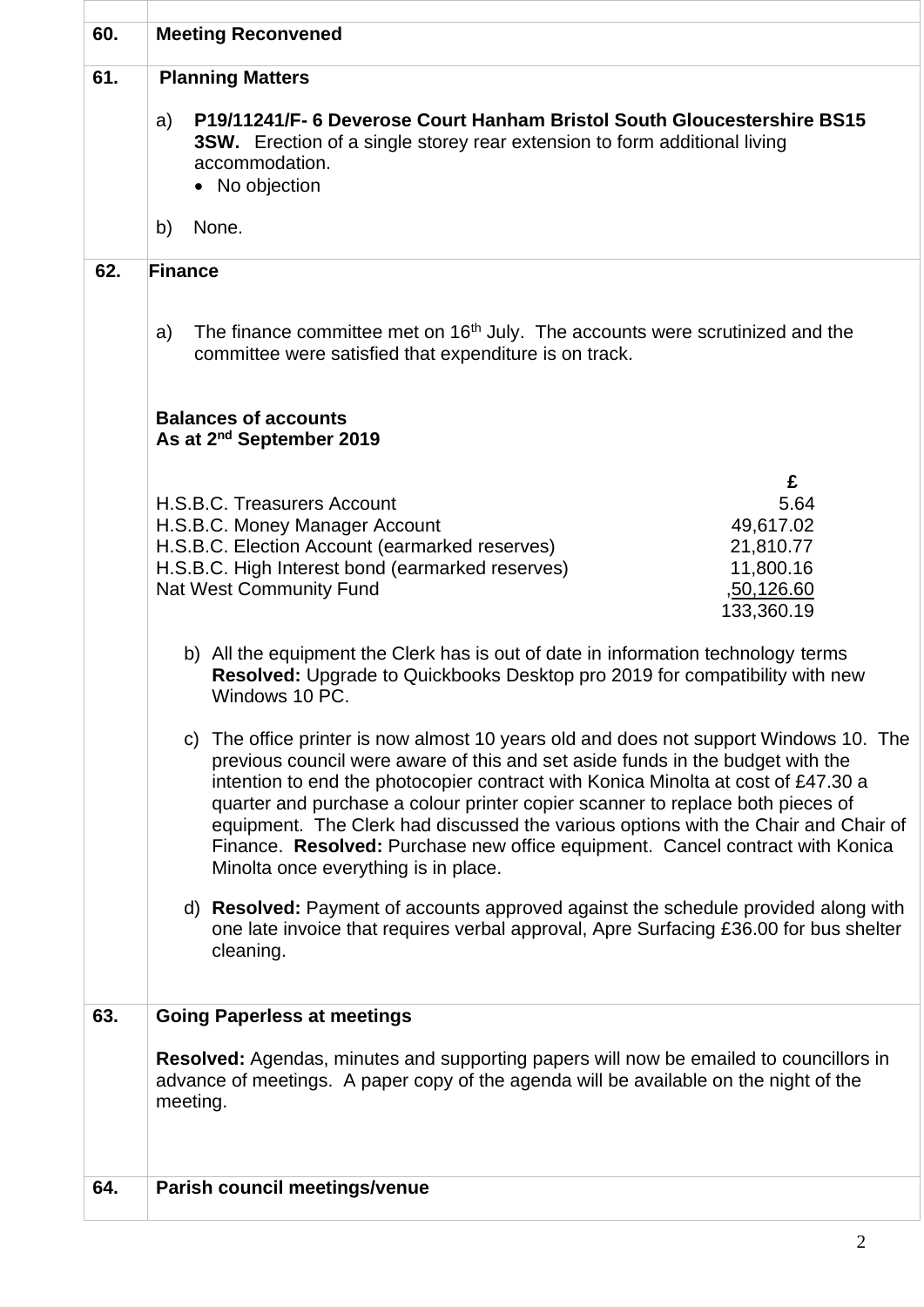| | |
|---|---|
| **60.** | **Meeting Reconvened** |
| **61.** | **Planning Matters**<br><br>a) **P19/11241/F- 6 Deverose Court Hanham Bristol South Gloucestershire BS15 3SW.** Erection of a single storey rear extension to form additional living accommodation.<br>• No objection<br><br>b) None. |
| **62.** | **Finance**<br><br>a) The finance committee met on 16th July. The accounts were scrutinized and the committee were satisfied that expenditure is on track.<br><br>**Balances of accounts**<br>**As at 2nd September 2019**<br><br>H.S.B.C. Treasurers Account — £ 5.64<br>H.S.B.C. Money Manager Account — 49,617.02<br>H.S.B.C. Election Account (earmarked reserves) — 21,810.77<br>H.S.B.C. High Interest bond (earmarked reserves) — 11,800.16<br>Nat West Community Fund — ,50,126.60<br>133,360.19<br><br>b) All the equipment the Clerk has is out of date in information technology terms **Resolved:** Upgrade to Quickbooks Desktop pro 2019 for compatibility with new Windows 10 PC.<br><br>c) The office printer is now almost 10 years old and does not support Windows 10. The previous council were aware of this and set aside funds in the budget with the intention to end the photocopier contract with Konica Minolta at cost of £47.30 a quarter and purchase a colour printer copier scanner to replace both pieces of equipment. The Clerk had discussed the various options with the Chair and Chair of Finance. **Resolved:** Purchase new office equipment. Cancel contract with Konica Minolta once everything is in place.<br><br>d) **Resolved:** Payment of accounts approved against the schedule provided along with one late invoice that requires verbal approval, Apre Surfacing £36.00 for bus shelter cleaning. |
| **63.** | **Going Paperless at meetings**<br><br>**Resolved:** Agendas, minutes and supporting papers will now be emailed to councillors in advance of meetings. A paper copy of the agenda will be available on the night of the meeting. |
| **64.** | **Parish council meetings/venue** |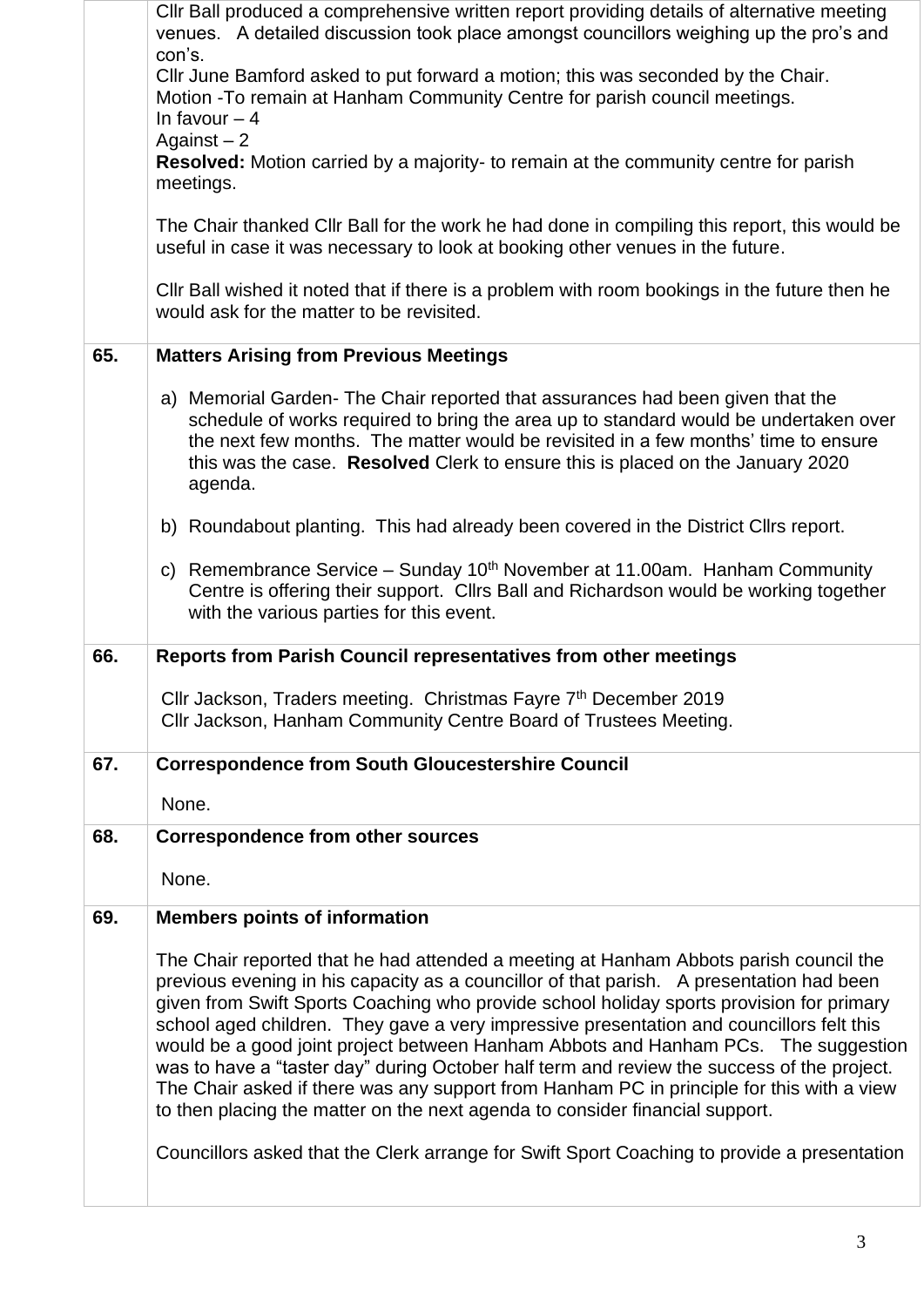| | |
|---|---|
| | Cllr Ball produced a comprehensive written report providing details of alternative meeting venues. A detailed discussion took place amongst councillors weighing up the pro's and con's.<br>Cllr June Bamford asked to put forward a motion; this was seconded by the Chair.<br>Motion -To remain at Hanham Community Centre for parish council meetings.<br>In favour – 4<br>Against – 2<br>**Resolved:** Motion carried by a majority- to remain at the community centre for parish meetings.<br><br>The Chair thanked Cllr Ball for the work he had done in compiling this report, this would be useful in case it was necessary to look at booking other venues in the future.<br><br>Cllr Ball wished it noted that if there is a problem with room bookings in the future then he would ask for the matter to be revisited. |
| **65.** | **Matters Arising from Previous Meetings**<br><br>a) Memorial Garden- The Chair reported that assurances had been given that the schedule of works required to bring the area up to standard would be undertaken over the next few months. The matter would be revisited in a few months' time to ensure this was the case. **Resolved** Clerk to ensure this is placed on the January 2020 agenda.<br><br>b) Roundabout planting. This had already been covered in the District Cllrs report.<br><br>c) Remembrance Service – Sunday 10th November at 11.00am. Hanham Community Centre is offering their support. Cllrs Ball and Richardson would be working together with the various parties for this event. |
| **66.** | **Reports from Parish Council representatives from other meetings**<br><br>Cllr Jackson, Traders meeting. Christmas Fayre 7th December 2019<br>Cllr Jackson, Hanham Community Centre Board of Trustees Meeting. |
| **67.** | **Correspondence from South Gloucestershire Council**<br><br>None. |
| **68.** | **Correspondence from other sources**<br><br>None. |
| **69.** | **Members points of information**<br><br>The Chair reported that he had attended a meeting at Hanham Abbots parish council the previous evening in his capacity as a councillor of that parish. A presentation had been given from Swift Sports Coaching who provide school holiday sports provision for primary school aged children. They gave a very impressive presentation and councillors felt this would be a good joint project between Hanham Abbots and Hanham PCs. The suggestion was to have a "taster day" during October half term and review the success of the project. The Chair asked if there was any support from Hanham PC in principle for this with a view to then placing the matter on the next agenda to consider financial support.<br><br>Councillors asked that the Clerk arrange for Swift Sport Coaching to provide a presentation |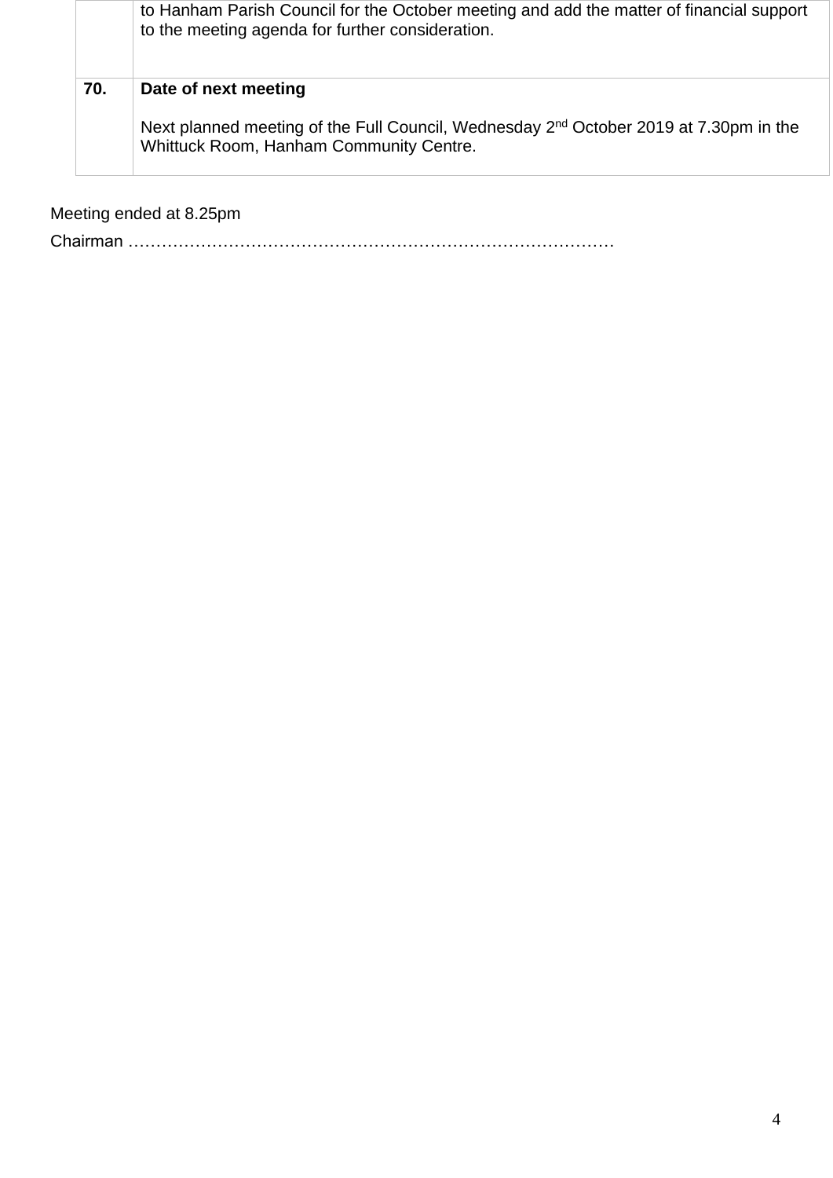| | |
|---|---|
| | to Hanham Parish Council for the October meeting and add the matter of financial support to the meeting agenda for further consideration. |
| **70.** | **Date of next meeting**<br><br>Next planned meeting of the Full Council, Wednesday 2nd October 2019 at 7.30pm in the Whittuck Room, Hanham Community Centre. |

Meeting ended at 8.25pm

Chairman ……………………………………………………………………………